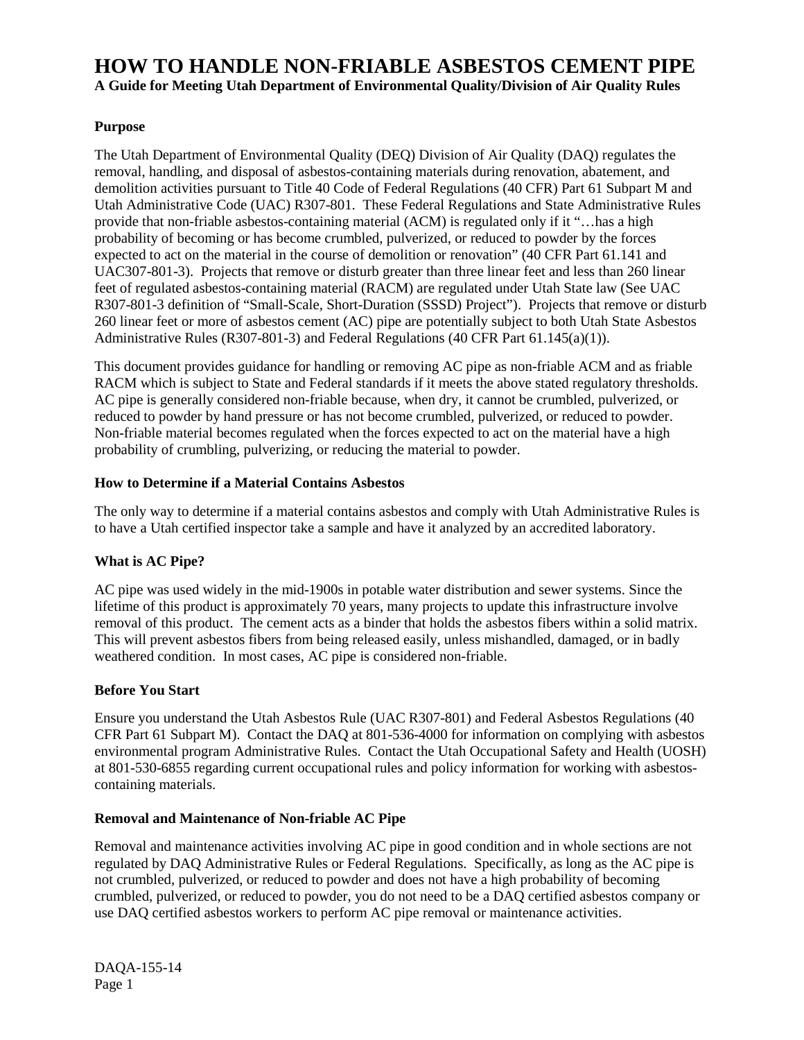# HOW TO HANDLE NON-FRIABLE ASBESTOS CEMENT PIPE

**A Guide for Meeting Utah Department of Environmental Quality/Division of Air Quality Rules**

### Purpose

The Utah Department of Environmental Quality (DEQ) Division of Air Quality (DAQ) regulates the removal, handling, and disposal of asbestos-containing materials during renovation, abatement, and demolition activities pursuant to Title 40 Code of Federal Regulations (40 CFR) Part 61 Subpart M and Utah Administrative Code (UAC) R307-801. These Federal Regulations and State Administrative Rules provide that non-friable asbestos-containing material (ACM) is regulated only if it "…has a high probability of becoming or has become crumbled, pulverized, or reduced to powder by the forces expected to act on the material in the course of demolition or renovation" (40 CFR Part 61.141 and UAC307-801-3). Projects that remove or disturb greater than three linear feet and less than 260 linear feet of regulated asbestos-containing material (RACM) are regulated under Utah State law (See UAC R307-801-3 definition of "Small-Scale, Short-Duration (SSSD) Project"). Projects that remove or disturb 260 linear feet or more of asbestos cement (AC) pipe are potentially subject to both Utah State Asbestos Administrative Rules (R307-801-3) and Federal Regulations (40 CFR Part 61.145(a)(1)).

This document provides guidance for handling or removing AC pipe as non-friable ACM and as friable RACM which is subject to State and Federal standards if it meets the above stated regulatory thresholds. AC pipe is generally considered non-friable because, when dry, it cannot be crumbled, pulverized, or reduced to powder by hand pressure or has not become crumbled, pulverized, or reduced to powder. Non-friable material becomes regulated when the forces expected to act on the material have a high probability of crumbling, pulverizing, or reducing the material to powder.

### How to Determine if a Material Contains Asbestos

The only way to determine if a material contains asbestos and comply with Utah Administrative Rules is to have a Utah certified inspector take a sample and have it analyzed by an accredited laboratory.

### What is AC Pipe?

AC pipe was used widely in the mid-1900s in potable water distribution and sewer systems. Since the lifetime of this product is approximately 70 years, many projects to update this infrastructure involve removal of this product. The cement acts as a binder that holds the asbestos fibers within a solid matrix. This will prevent asbestos fibers from being released easily, unless mishandled, damaged, or in badly weathered condition. In most cases, AC pipe is considered non-friable.

### Before You Start

Ensure you understand the Utah Asbestos Rule (UAC R307-801) and Federal Asbestos Regulations (40 CFR Part 61 Subpart M). Contact the DAQ at 801-536-4000 for information on complying with asbestos environmental program Administrative Rules. Contact the Utah Occupational Safety and Health (UOSH) at 801-530-6855 regarding current occupational rules and policy information for working with asbestos-containing materials.

### Removal and Maintenance of Non-friable AC Pipe

Removal and maintenance activities involving AC pipe in good condition and in whole sections are not regulated by DAQ Administrative Rules or Federal Regulations. Specifically, as long as the AC pipe is not crumbled, pulverized, or reduced to powder and does not have a high probability of becoming crumbled, pulverized, or reduced to powder, you do not need to be a DAQ certified asbestos company or use DAQ certified asbestos workers to perform AC pipe removal or maintenance activities.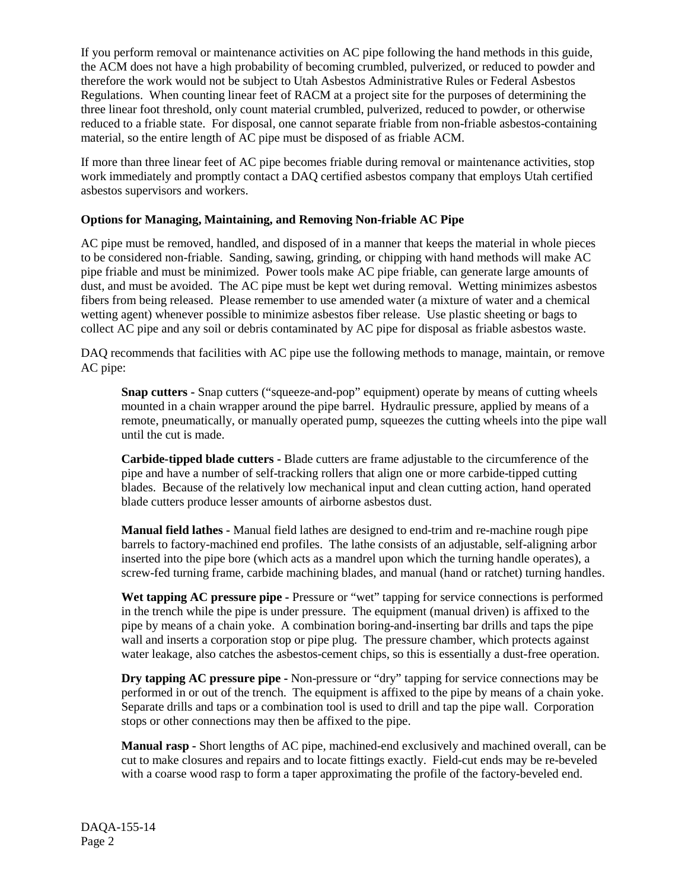If you perform removal or maintenance activities on AC pipe following the hand methods in this guide, the ACM does not have a high probability of becoming crumbled, pulverized, or reduced to powder and therefore the work would not be subject to Utah Asbestos Administrative Rules or Federal Asbestos Regulations. When counting linear feet of RACM at a project site for the purposes of determining the three linear foot threshold, only count material crumbled, pulverized, reduced to powder, or otherwise reduced to a friable state. For disposal, one cannot separate friable from non-friable asbestos-containing material, so the entire length of AC pipe must be disposed of as friable ACM.

If more than three linear feet of AC pipe becomes friable during removal or maintenance activities, stop work immediately and promptly contact a DAQ certified asbestos company that employs Utah certified asbestos supervisors and workers.

**Options for Managing, Maintaining, and Removing Non-friable AC Pipe**

AC pipe must be removed, handled, and disposed of in a manner that keeps the material in whole pieces to be considered non-friable. Sanding, sawing, grinding, or chipping with hand methods will make AC pipe friable and must be minimized. Power tools make AC pipe friable, can generate large amounts of dust, and must be avoided. The AC pipe must be kept wet during removal. Wetting minimizes asbestos fibers from being released. Please remember to use amended water (a mixture of water and a chemical wetting agent) whenever possible to minimize asbestos fiber release. Use plastic sheeting or bags to collect AC pipe and any soil or debris contaminated by AC pipe for disposal as friable asbestos waste.

DAQ recommends that facilities with AC pipe use the following methods to manage, maintain, or remove AC pipe:

**Snap cutters -** Snap cutters ("squeeze-and-pop" equipment) operate by means of cutting wheels mounted in a chain wrapper around the pipe barrel. Hydraulic pressure, applied by means of a remote, pneumatically, or manually operated pump, squeezes the cutting wheels into the pipe wall until the cut is made.

**Carbide-tipped blade cutters -** Blade cutters are frame adjustable to the circumference of the pipe and have a number of self-tracking rollers that align one or more carbide-tipped cutting blades. Because of the relatively low mechanical input and clean cutting action, hand operated blade cutters produce lesser amounts of airborne asbestos dust.

**Manual field lathes -** Manual field lathes are designed to end-trim and re-machine rough pipe barrels to factory-machined end profiles. The lathe consists of an adjustable, self-aligning arbor inserted into the pipe bore (which acts as a mandrel upon which the turning handle operates), a screw-fed turning frame, carbide machining blades, and manual (hand or ratchet) turning handles.

**Wet tapping AC pressure pipe -** Pressure or "wet" tapping for service connections is performed in the trench while the pipe is under pressure. The equipment (manual driven) is affixed to the pipe by means of a chain yoke. A combination boring-and-inserting bar drills and taps the pipe wall and inserts a corporation stop or pipe plug. The pressure chamber, which protects against water leakage, also catches the asbestos-cement chips, so this is essentially a dust-free operation.

**Dry tapping AC pressure pipe -** Non-pressure or "dry" tapping for service connections may be performed in or out of the trench. The equipment is affixed to the pipe by means of a chain yoke. Separate drills and taps or a combination tool is used to drill and tap the pipe wall. Corporation stops or other connections may then be affixed to the pipe.

**Manual rasp -** Short lengths of AC pipe, machined-end exclusively and machined overall, can be cut to make closures and repairs and to locate fittings exactly. Field-cut ends may be re-beveled with a coarse wood rasp to form a taper approximating the profile of the factory-beveled end.

DAQA-155-14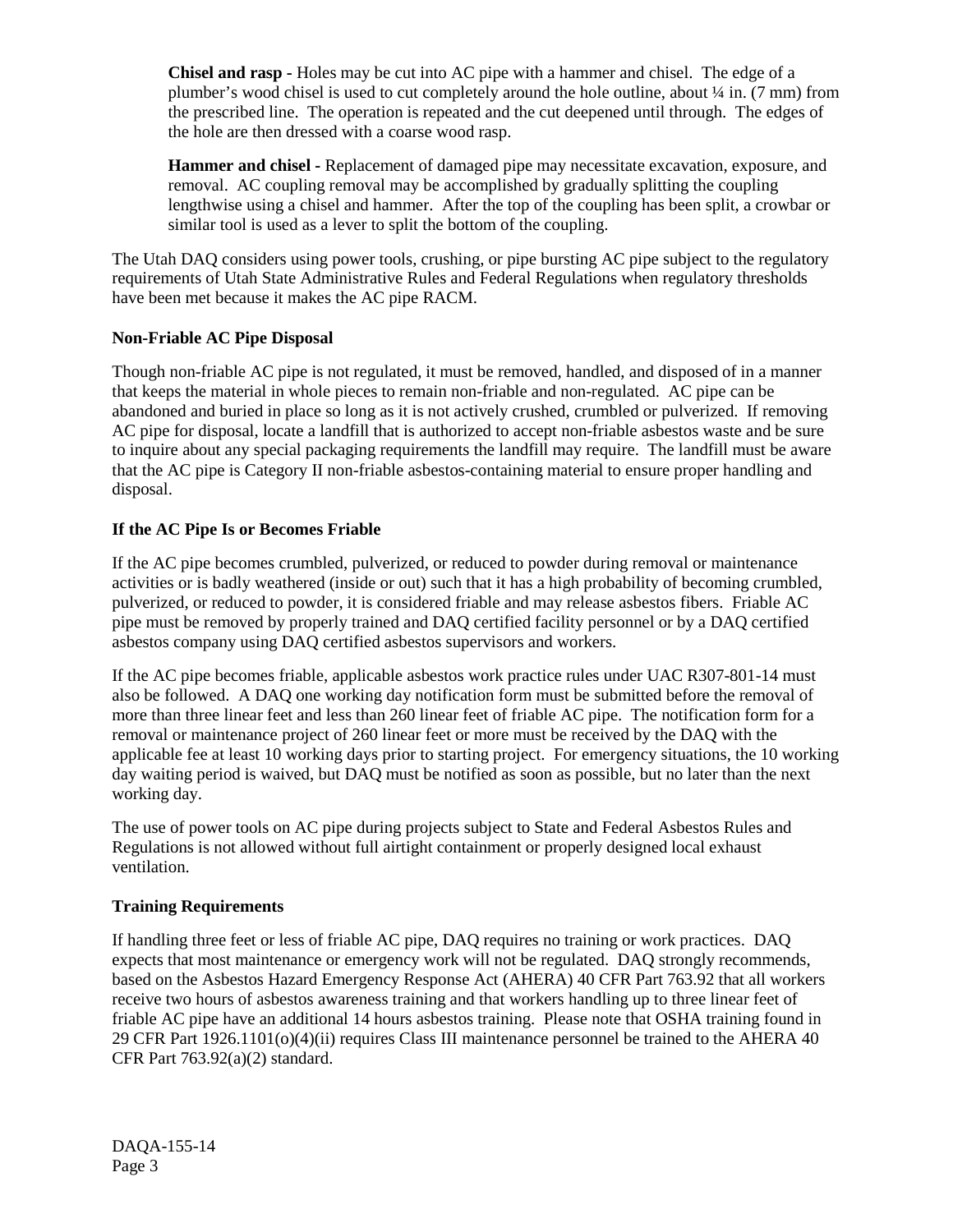**Chisel and rasp** - Holes may be cut into AC pipe with a hammer and chisel. The edge of a plumber's wood chisel is used to cut completely around the hole outline, about ¼ in. (7 mm) from the prescribed line. The operation is repeated and the cut deepened until through. The edges of the hole are then dressed with a coarse wood rasp.

**Hammer and chisel** - Replacement of damaged pipe may necessitate excavation, exposure, and removal. AC coupling removal may be accomplished by gradually splitting the coupling lengthwise using a chisel and hammer. After the top of the coupling has been split, a crowbar or similar tool is used as a lever to split the bottom of the coupling.

The Utah DAQ considers using power tools, crushing, or pipe bursting AC pipe subject to the regulatory requirements of Utah State Administrative Rules and Federal Regulations when regulatory thresholds have been met because it makes the AC pipe RACM.

**Non-Friable AC Pipe Disposal**

Though non-friable AC pipe is not regulated, it must be removed, handled, and disposed of in a manner that keeps the material in whole pieces to remain non-friable and non-regulated. AC pipe can be abandoned and buried in place so long as it is not actively crushed, crumbled or pulverized. If removing AC pipe for disposal, locate a landfill that is authorized to accept non-friable asbestos waste and be sure to inquire about any special packaging requirements the landfill may require. The landfill must be aware that the AC pipe is Category II non-friable asbestos-containing material to ensure proper handling and disposal.

**If the AC Pipe Is or Becomes Friable**

If the AC pipe becomes crumbled, pulverized, or reduced to powder during removal or maintenance activities or is badly weathered (inside or out) such that it has a high probability of becoming crumbled, pulverized, or reduced to powder, it is considered friable and may release asbestos fibers. Friable AC pipe must be removed by properly trained and DAQ certified facility personnel or by a DAQ certified asbestos company using DAQ certified asbestos supervisors and workers.

If the AC pipe becomes friable, applicable asbestos work practice rules under UAC R307-801-14 must also be followed. A DAQ one working day notification form must be submitted before the removal of more than three linear feet and less than 260 linear feet of friable AC pipe. The notification form for a removal or maintenance project of 260 linear feet or more must be received by the DAQ with the applicable fee at least 10 working days prior to starting project. For emergency situations, the 10 working day waiting period is waived, but DAQ must be notified as soon as possible, but no later than the next working day.

The use of power tools on AC pipe during projects subject to State and Federal Asbestos Rules and Regulations is not allowed without full airtight containment or properly designed local exhaust ventilation.

**Training Requirements**

If handling three feet or less of friable AC pipe, DAQ requires no training or work practices. DAQ expects that most maintenance or emergency work will not be regulated. DAQ strongly recommends, based on the Asbestos Hazard Emergency Response Act (AHERA) 40 CFR Part 763.92 that all workers receive two hours of asbestos awareness training and that workers handling up to three linear feet of friable AC pipe have an additional 14 hours asbestos training. Please note that OSHA training found in 29 CFR Part 1926.1101(o)(4)(ii) requires Class III maintenance personnel be trained to the AHERA 40 CFR Part 763.92(a)(2) standard.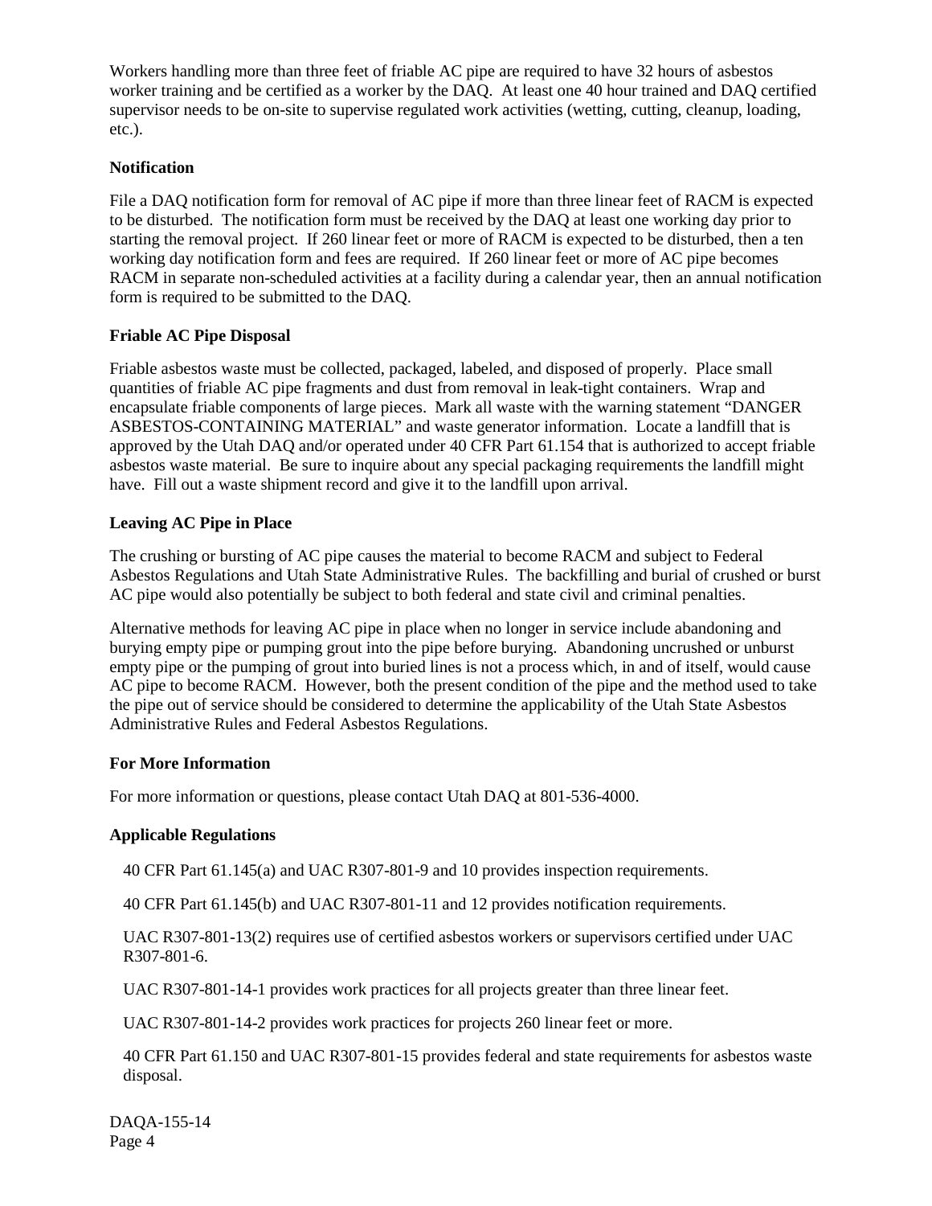Workers handling more than three feet of friable AC pipe are required to have 32 hours of asbestos worker training and be certified as a worker by the DAQ. At least one 40 hour trained and DAQ certified supervisor needs to be on-site to supervise regulated work activities (wetting, cutting, cleanup, loading, etc.).

### Notification

File a DAQ notification form for removal of AC pipe if more than three linear feet of RACM is expected to be disturbed. The notification form must be received by the DAQ at least one working day prior to starting the removal project. If 260 linear feet or more of RACM is expected to be disturbed, then a ten working day notification form and fees are required. If 260 linear feet or more of AC pipe becomes RACM in separate non-scheduled activities at a facility during a calendar year, then an annual notification form is required to be submitted to the DAQ.

### Friable AC Pipe Disposal

Friable asbestos waste must be collected, packaged, labeled, and disposed of properly. Place small quantities of friable AC pipe fragments and dust from removal in leak-tight containers. Wrap and encapsulate friable components of large pieces. Mark all waste with the warning statement "DANGER ASBESTOS-CONTAINING MATERIAL" and waste generator information. Locate a landfill that is approved by the Utah DAQ and/or operated under 40 CFR Part 61.154 that is authorized to accept friable asbestos waste material. Be sure to inquire about any special packaging requirements the landfill might have. Fill out a waste shipment record and give it to the landfill upon arrival.

### Leaving AC Pipe in Place

The crushing or bursting of AC pipe causes the material to become RACM and subject to Federal Asbestos Regulations and Utah State Administrative Rules. The backfilling and burial of crushed or burst AC pipe would also potentially be subject to both federal and state civil and criminal penalties.

Alternative methods for leaving AC pipe in place when no longer in service include abandoning and burying empty pipe or pumping grout into the pipe before burying. Abandoning uncrushed or unburst empty pipe or the pumping of grout into buried lines is not a process which, in and of itself, would cause AC pipe to become RACM. However, both the present condition of the pipe and the method used to take the pipe out of service should be considered to determine the applicability of the Utah State Asbestos Administrative Rules and Federal Asbestos Regulations.

### For More Information

For more information or questions, please contact Utah DAQ at 801-536-4000.

### Applicable Regulations

40 CFR Part 61.145(a) and UAC R307-801-9 and 10 provides inspection requirements.

40 CFR Part 61.145(b) and UAC R307-801-11 and 12 provides notification requirements.

UAC R307-801-13(2) requires use of certified asbestos workers or supervisors certified under UAC R307-801-6.

UAC R307-801-14-1 provides work practices for all projects greater than three linear feet.

UAC R307-801-14-2 provides work practices for projects 260 linear feet or more.

40 CFR Part 61.150 and UAC R307-801-15 provides federal and state requirements for asbestos waste disposal.

DAQA-155-14